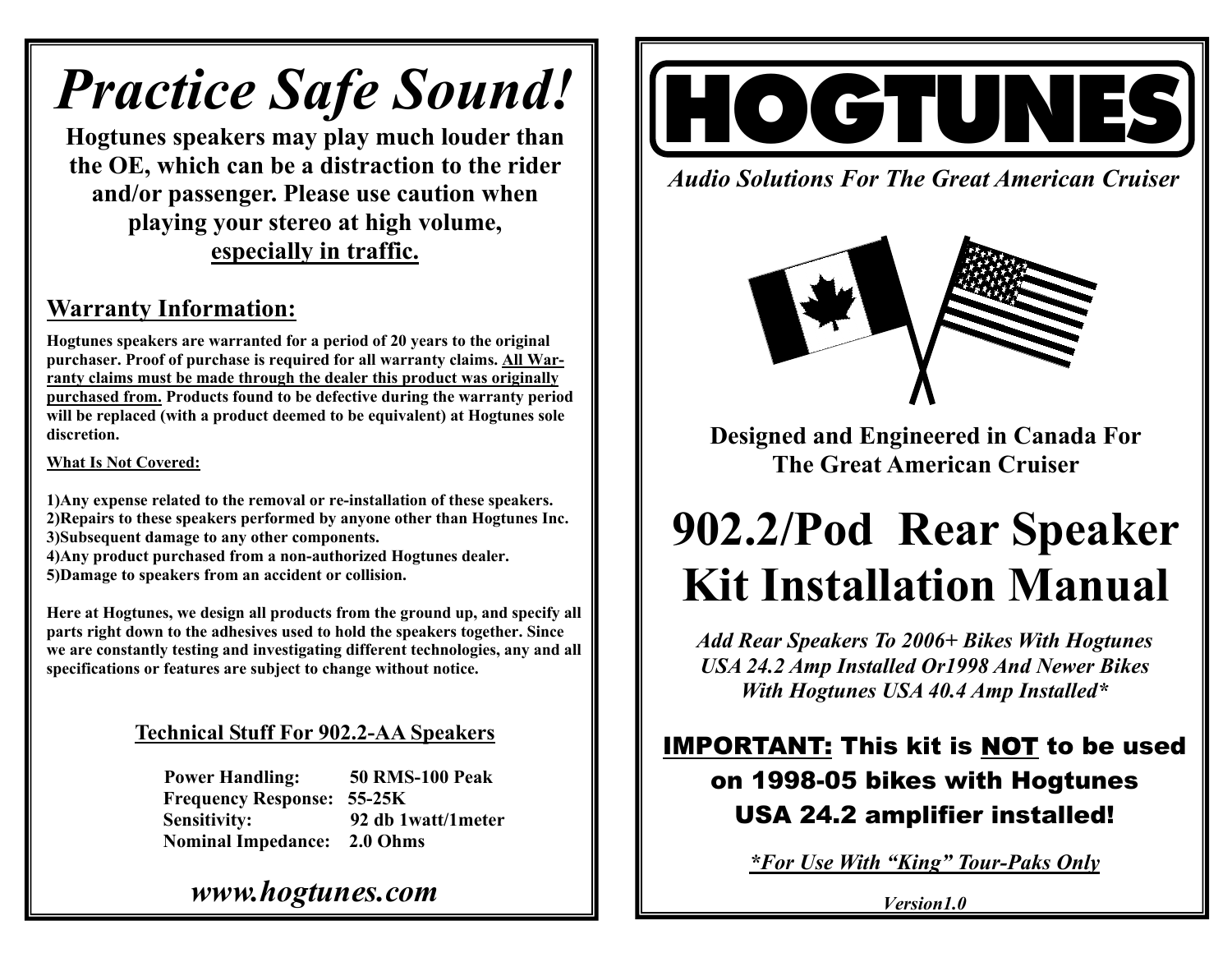# Practice Safe Sound!

**Hogtunes speakers may play much louder than the OE, which can be a distraction to the rider and/or passenger. Please use caution when playing your stereo at high volume, <u>especially in traffic.</u>**

## Warranty Information:

**Hogtunes speakers are warranted for a period of 20 years to the original purchaser. Proof of purchase is required for all warranty claims. <u>All Warranty claims must be made through the dealer this product was originally purchased from.</u> Products found to be defective during the warranty period will be replaced (with a product deemed to be equivalent) at Hogtunes sole discretion.**

**<u>What Is Not Covered:</u>**

**1)Any expense related to the removal or re-installation of these speakers.**
**2)Repairs to these speakers performed by anyone other than Hogtunes Inc.**
**3)Subsequent damage to any other components.**
**4)Any product purchased from a non-authorized Hogtunes dealer.**
**5)Damage to speakers from an accident or collision.**

**Here at Hogtunes, we design all products from the ground up, and specify all parts right down to the adhesives used to hold the speakers together. Since we are constantly testing and investigating different technologies, any and all specifications or features are subject to change without notice.**

### <u>Technical Stuff For 902.2-AA Speakers</u>

| | |
|---|---|
| **Power Handling:** | **50 RMS-100 Peak** |
| **Frequency Response:** | **55-25K** |
| **Sensitivity:** | **92 db 1watt/1meter** |
| **Nominal Impedance:** | **2.0 Ohms** |

***www.hogtunes.com***

# HOGTUNES

***Audio Solutions For The Great American Cruiser***

**Designed and Engineered in Canada For The Great American Cruiser**

# 902.2/Pod Rear Speaker Kit Installation Manual

***Add Rear Speakers To 2006+ Bikes With Hogtunes USA 24.2 Amp Installed Or1998 And Newer Bikes With Hogtunes USA 40.4 Amp Installed****

**<u>IMPORTANT:</u> This kit is <u>NOT</u> to be used on 1998-05 bikes with Hogtunes USA 24.2 amplifier installed!**

***<u>*For Use With "King" Tour-Paks Only</u>***

***Version1.0***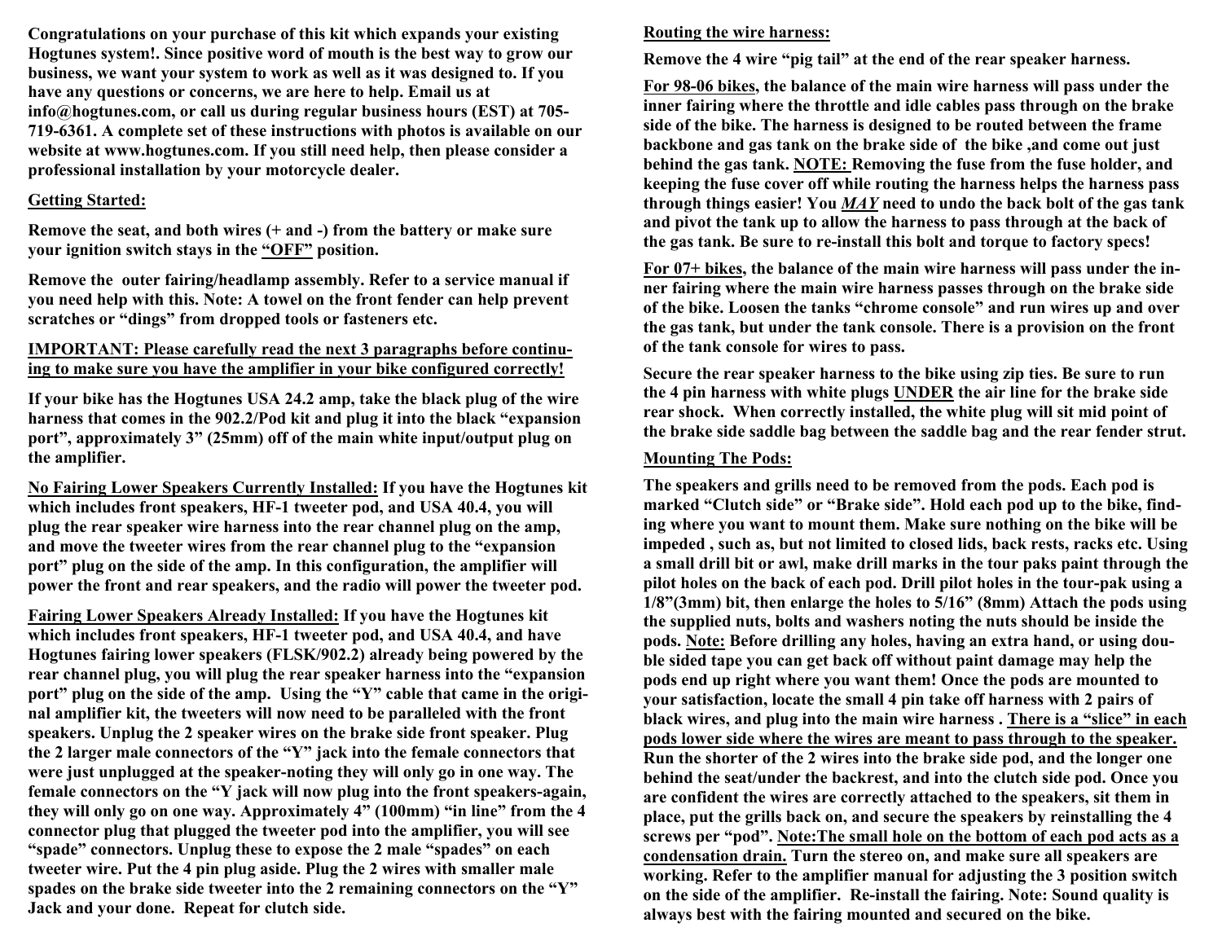**Congratulations on your purchase of this kit which expands your existing Hogtunes system!. Since positive word of mouth is the best way to grow our business, we want your system to work as well as it was designed to. If you have any questions or concerns, we are here to help. Email us at info@hogtunes.com, or call us during regular business hours (EST) at 705-719-6361. A complete set of these instructions with photos is available on our website at www.hogtunes.com. If you still need help, then please consider a professional installation by your motorcycle dealer.**

**Getting Started:**

**Remove the seat, and both wires (+ and -) from the battery or make sure your ignition switch stays in the "OFF" position.**

**Remove the outer fairing/headlamp assembly. Refer to a service manual if you need help with this. Note: A towel on the front fender can help prevent scratches or "dings" from dropped tools or fasteners etc.**

**IMPORTANT: Please carefully read the next 3 paragraphs before continuing to make sure you have the amplifier in your bike configured correctly!**

**If your bike has the Hogtunes USA 24.2 amp, take the black plug of the wire harness that comes in the 902.2/Pod kit and plug it into the black "expansion port", approximately 3" (25mm) off of the main white input/output plug on the amplifier.**

**No Fairing Lower Speakers Currently Installed: If you have the Hogtunes kit which includes front speakers, HF-1 tweeter pod, and USA 40.4, you will plug the rear speaker wire harness into the rear channel plug on the amp, and move the tweeter wires from the rear channel plug to the "expansion port" plug on the side of the amp. In this configuration, the amplifier will power the front and rear speakers, and the radio will power the tweeter pod.**

**Fairing Lower Speakers Already Installed: If you have the Hogtunes kit which includes front speakers, HF-1 tweeter pod, and USA 40.4, and have Hogtunes fairing lower speakers (FLSK/902.2) already being powered by the rear channel plug, you will plug the rear speaker harness into the "expansion port" plug on the side of the amp. Using the "Y" cable that came in the original amplifier kit, the tweeters will now need to be paralleled with the front speakers. Unplug the 2 speaker wires on the brake side front speaker. Plug the 2 larger male connectors of the "Y" jack into the female connectors that were just unplugged at the speaker-noting they will only go in one way. The female connectors on the "Y jack will now plug into the front speakers-again, they will only go on one way. Approximately 4" (100mm) "in line" from the 4 connector plug that plugged the tweeter pod into the amplifier, you will see "spade" connectors. Unplug these to expose the 2 male "spades" on each tweeter wire. Put the 4 pin plug aside. Plug the 2 wires with smaller male spades on the brake side tweeter into the 2 remaining connectors on the "Y" Jack and your done. Repeat for clutch side.**

**Routing the wire harness:**

**Remove the 4 wire "pig tail" at the end of the rear speaker harness.**

**For 98-06 bikes, the balance of the main wire harness will pass under the inner fairing where the throttle and idle cables pass through on the brake side of the bike. The harness is designed to be routed between the frame backbone and gas tank on the brake side of the bike ,and come out just behind the gas tank. NOTE: Removing the fuse from the fuse holder, and keeping the fuse cover off while routing the harness helps the harness pass through things easier! You *MAY* need to undo the back bolt of the gas tank and pivot the tank up to allow the harness to pass through at the back of the gas tank. Be sure to re-install this bolt and torque to factory specs!**

**For 07+ bikes, the balance of the main wire harness will pass under the inner fairing where the main wire harness passes through on the brake side of the bike. Loosen the tanks "chrome console" and run wires up and over the gas tank, but under the tank console. There is a provision on the front of the tank console for wires to pass.**

**Secure the rear speaker harness to the bike using zip ties. Be sure to run the 4 pin harness with white plugs UNDER the air line for the brake side rear shock. When correctly installed, the white plug will sit mid point of the brake side saddle bag between the saddle bag and the rear fender strut.**

**Mounting The Pods:**

**The speakers and grills need to be removed from the pods. Each pod is marked "Clutch side" or "Brake side". Hold each pod up to the bike, finding where you want to mount them. Make sure nothing on the bike will be impeded , such as, but not limited to closed lids, back rests, racks etc. Using a small drill bit or awl, make drill marks in the tour paks paint through the pilot holes on the back of each pod. Drill pilot holes in the tour-pak using a 1/8"(3mm) bit, then enlarge the holes to 5/16" (8mm) Attach the pods using the supplied nuts, bolts and washers noting the nuts should be inside the pods. Note: Before drilling any holes, having an extra hand, or using double sided tape you can get back off without paint damage may help the pods end up right where you want them! Once the pods are mounted to your satisfaction, locate the small 4 pin take off harness with 2 pairs of black wires, and plug into the main wire harness . There is a "slice" in each pods lower side where the wires are meant to pass through to the speaker. Run the shorter of the 2 wires into the brake side pod, and the longer one behind the seat/under the backrest, and into the clutch side pod. Once you are confident the wires are correctly attached to the speakers, sit them in place, put the grills back on, and secure the speakers by reinstalling the 4 screws per "pod". Note:The small hole on the bottom of each pod acts as a condensation drain. Turn the stereo on, and make sure all speakers are working. Refer to the amplifier manual for adjusting the 3 position switch on the side of the amplifier. Re-install the fairing. Note: Sound quality is always best with the fairing mounted and secured on the bike.**